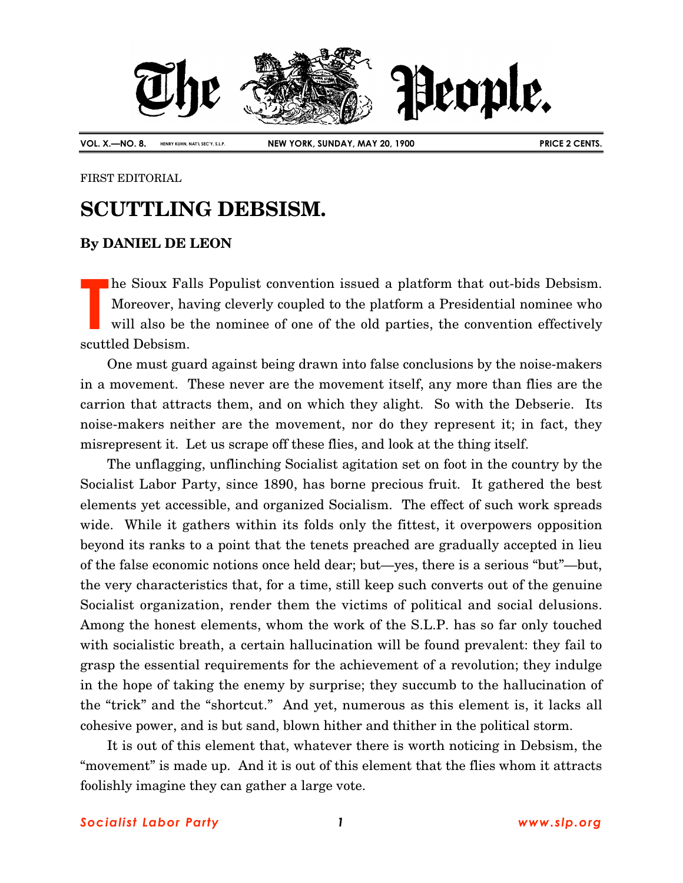# The People.

VOL. X.—NO. 8. HENRY KUHN, NAT'L SEC'Y, S.L.P. NEW YORK, SUNDAY, MAY 20, 1900 PRICE 2 CENTS.

FIRST EDITORIAL

## SCUTTLING DEBSISM.

**By DANIEL DE LEON**

The Sioux Falls Populist convention issued a platform that out-bids Debsism. Moreover, having cleverly coupled to the platform a Presidential nominee who will also be the nominee of one of the old parties, the convention effectively scuttled Debsism.

One must guard against being drawn into false conclusions by the noise-makers in a movement. These never are the movement itself, any more than flies are the carrion that attracts them, and on which they alight. So with the Debserie. Its noise-makers neither are the movement, nor do they represent it; in fact, they misrepresent it. Let us scrape off these flies, and look at the thing itself.

The unflagging, unflinching Socialist agitation set on foot in the country by the Socialist Labor Party, since 1890, has borne precious fruit. It gathered the best elements yet accessible, and organized Socialism. The effect of such work spreads wide. While it gathers within its folds only the fittest, it overpowers opposition beyond its ranks to a point that the tenets preached are gradually accepted in lieu of the false economic notions once held dear; but—yes, there is a serious "but"—but, the very characteristics that, for a time, still keep such converts out of the genuine Socialist organization, render them the victims of political and social delusions. Among the honest elements, whom the work of the S.L.P. has so far only touched with socialistic breath, a certain hallucination will be found prevalent: they fail to grasp the essential requirements for the achievement of a revolution; they indulge in the hope of taking the enemy by surprise; they succumb to the hallucination of the "trick" and the "shortcut." And yet, numerous as this element is, it lacks all cohesive power, and is but sand, blown hither and thither in the political storm.

It is out of this element that, whatever there is worth noticing in Debsism, the "movement" is made up. And it is out of this element that the flies whom it attracts foolishly imagine they can gather a large vote.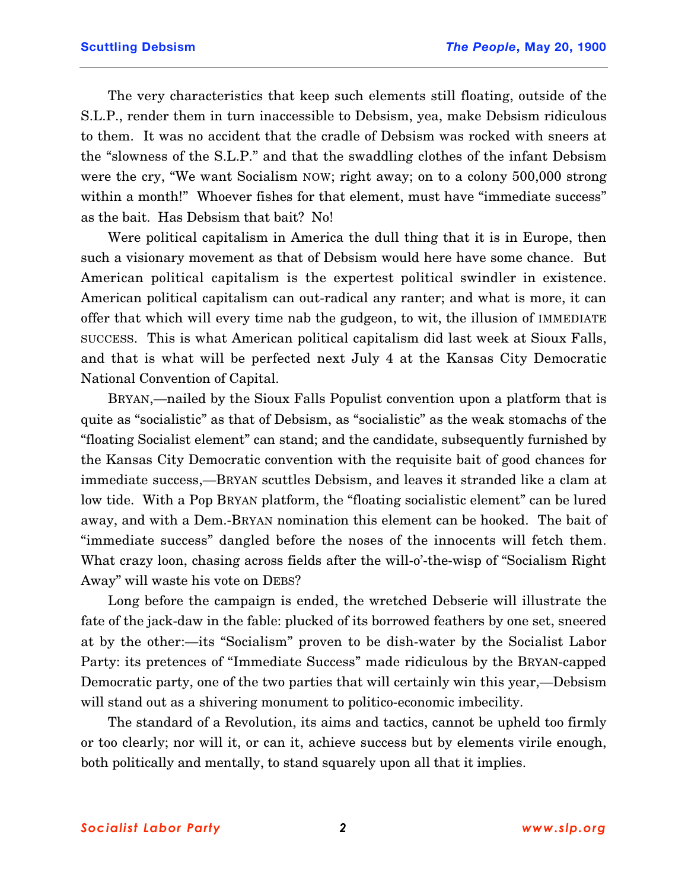The very characteristics that keep such elements still floating, outside of the S.L.P., render them in turn inaccessible to Debsism, yea, make Debsism ridiculous to them. It was no accident that the cradle of Debsism was rocked with sneers at the "slowness of the S.L.P." and that the swaddling clothes of the infant Debsism were the cry, "We want Socialism NOW; right away; on to a colony 500,000 strong within a month!" Whoever fishes for that element, must have "immediate success" as the bait. Has Debsism that bait? No!

Were political capitalism in America the dull thing that it is in Europe, then such a visionary movement as that of Debsism would here have some chance. But American political capitalism is the expertest political swindler in existence. American political capitalism can out-radical any ranter; and what is more, it can offer that which will every time nab the gudgeon, to wit, the illusion of IMMEDIATE SUCCESS. This is what American political capitalism did last week at Sioux Falls, and that is what will be perfected next July 4 at the Kansas City Democratic National Convention of Capital.

BRYAN,—nailed by the Sioux Falls Populist convention upon a platform that is quite as "socialistic" as that of Debsism, as "socialistic" as the weak stomachs of the "floating Socialist element" can stand; and the candidate, subsequently furnished by the Kansas City Democratic convention with the requisite bait of good chances for immediate success,—BRYAN scuttles Debsism, and leaves it stranded like a clam at low tide. With a Pop BRYAN platform, the "floating socialistic element" can be lured away, and with a Dem.-BRYAN nomination this element can be hooked. The bait of "immediate success" dangled before the noses of the innocents will fetch them. What crazy loon, chasing across fields after the will-o'-the-wisp of "Socialism Right Away" will waste his vote on DEBS?

Long before the campaign is ended, the wretched Debserie will illustrate the fate of the jack-daw in the fable: plucked of its borrowed feathers by one set, sneered at by the other:—its "Socialism" proven to be dish-water by the Socialist Labor Party: its pretences of "Immediate Success" made ridiculous by the BRYAN-capped Democratic party, one of the two parties that will certainly win this year,—Debsism will stand out as a shivering monument to politico-economic imbecility.

The standard of a Revolution, its aims and tactics, cannot be upheld too firmly or too clearly; nor will it, or can it, achieve success but by elements virile enough, both politically and mentally, to stand squarely upon all that it implies.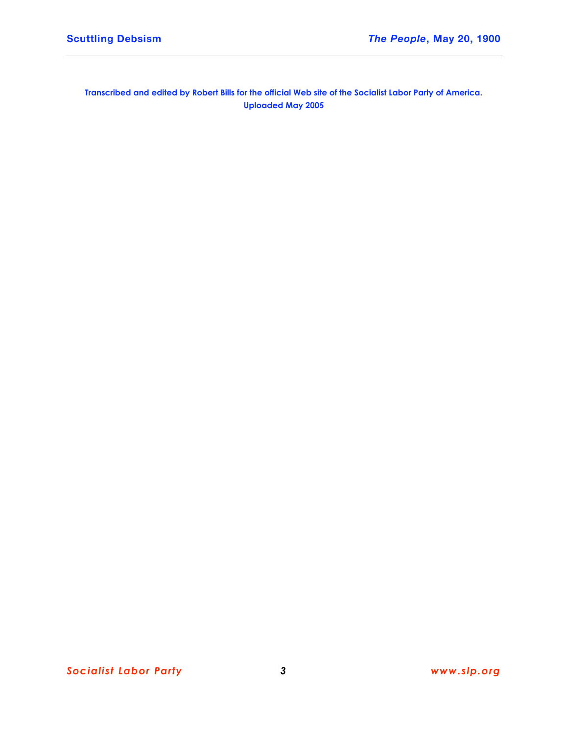Transcribed and edited by Robert Bills for the official Web site of the Socialist Labor Party of America.
Uploaded May 2005